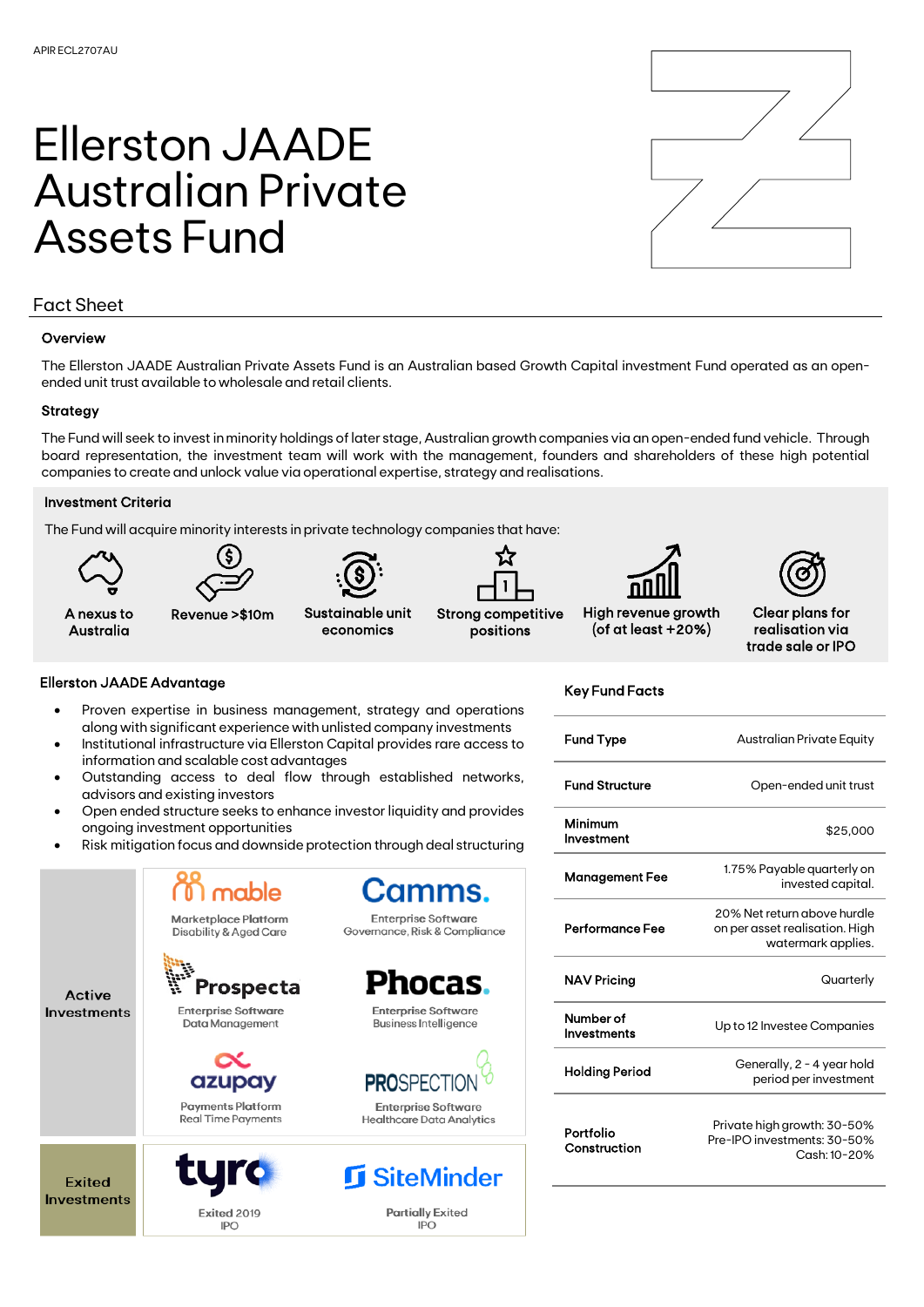APIR ECL2707AU

# Ellerston JAADE Australian Private Assets Fund

## Fact Sheet

### Overview

The Ellerston JAADE Australian Private Assets Fund is an Australian based Growth Capital investment Fund operated as an open-ended unit trust available to wholesale and retail clients.

### Strategy

The Fund will seek to invest in minority holdings of later stage, Australian growth companies via an open-ended fund vehicle. Through board representation, the investment team will work with the management, founders and shareholders of these high potential companies to create and unlock value via operational expertise, strategy and realisations.

### Investment Criteria

The Fund will acquire minority interests in private technology companies that have:

- A nexus to Australia
- Revenue >$10m
- Sustainable unit economics
- Strong competitive positions
- High revenue growth (of at least +20%)
- Clear plans for realisation via trade sale or IPO

### Ellerston JAADE Advantage

- Proven expertise in business management, strategy and operations along with significant experience with unlisted company investments
- Institutional infrastructure via Ellerston Capital provides rare access to information and scalable cost advantages
- Outstanding access to deal flow through established networks, advisors and existing investors
- Open ended structure seeks to enhance investor liquidity and provides ongoing investment opportunities
- Risk mitigation focus and downside protection through deal structuring

| | | |
|---|---|---|
| **Active Investments** | mable – Marketplace Platform, Disability & Aged Care | Camms. – Enterprise Software, Governance, Risk & Compliance |
| | Prospecta – Enterprise Software, Data Management | Phocas. – Enterprise Software, Business Intelligence |
| | azupay – Payments Platform, Real Time Payments | PROSPECTION – Enterprise Software, Healthcare Data Analytics |
| **Exited Investments** | tyro – Exited 2019, IPO | SiteMinder – Partially Exited, IPO |

### Key Fund Facts

| | |
|---|---|
| **Fund Type** | Australian Private Equity |
| **Fund Structure** | Open-ended unit trust |
| **Minimum Investment** | $25,000 |
| **Management Fee** | 1.75% Payable quarterly on invested capital. |
| **Performance Fee** | 20% Net return above hurdle on per asset realisation. High watermark applies. |
| **NAV Pricing** | Quarterly |
| **Number of Investments** | Up to 12 Investee Companies |
| **Holding Period** | Generally, 2 - 4 year hold period per investment |
| **Portfolio Construction** | Private high growth: 30-50%<br>Pre-IPO investments: 30-50%<br>Cash: 10-20% |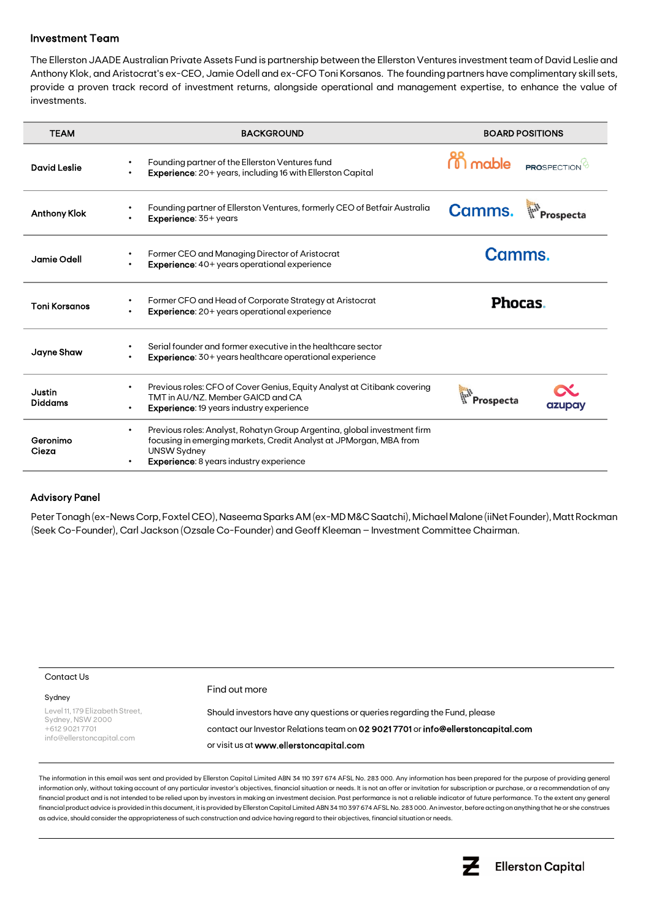## Investment Team

The Ellerston JAADE Australian Private Assets Fund is partnership between the Ellerston Ventures investment team of David Leslie and Anthony Klok, and Aristocrat's ex-CEO, Jamie Odell and ex-CFO Toni Korsanos. The founding partners have complimentary skill sets, provide a proven track record of investment returns, alongside operational and management expertise, to enhance the value of investments.

| TEAM | BACKGROUND | BOARD POSITIONS |
|---|---|---|
| David Leslie | • Founding partner of the Ellerston Ventures fund<br>• **Experience**: 20+ years, including 16 with Ellerston Capital | mable, PROSPECTION |
| Anthony Klok | • Founding partner of Ellerston Ventures, formerly CEO of Betfair Australia<br>• **Experience**: 35+ years | Camms., Prospecta |
| Jamie Odell | • Former CEO and Managing Director of Aristocrat<br>• **Experience**: 40+ years operational experience | Camms. |
| Toni Korsanos | • Former CFO and Head of Corporate Strategy at Aristocrat<br>• **Experience**: 20+ years operational experience | Phocas. |
| Jayne Shaw | • Serial founder and former executive in the healthcare sector<br>• **Experience**: 30+ years healthcare operational experience | |
| Justin Diddams | • Previous roles: CFO of Cover Genius, Equity Analyst at Citibank covering TMT in AU/NZ. Member GAICD and CA<br>• **Experience**: 19 years industry experience | Prospecta, azupay |
| Geronimo Cieza | • Previous roles: Analyst, Rohatyn Group Argentina, global investment firm focusing in emerging markets, Credit Analyst at JPMorgan, MBA from UNSW Sydney<br>• **Experience**: 8 years industry experience | |

## Advisory Panel

Peter Tonagh (ex-News Corp, Foxtel CEO), Naseema Sparks AM (ex-MD M&C Saatchi), Michael Malone (iiNet Founder), Matt Rockman (Seek Co-Founder), Carl Jackson (Ozsale Co-Founder) and Geoff Kleeman – Investment Committee Chairman.

Contact Us

Sydney

Level 11, 179 Elizabeth Street,
Sydney, NSW 2000
+612 9021 7701
info@ellerstoncapital.com

Find out more

Should investors have any questions or queries regarding the Fund, please contact our Investor Relations team on **02 9021 7701** or **info@ellerstoncapital.com** or visit us at **www.ellerstoncapital.com**

The information in this email was sent and provided by Ellerston Capital Limited ABN 34 110 397 674 AFSL No. 283 000. Any information has been prepared for the purpose of providing general information only, without taking account of any particular investor's objectives, financial situation or needs. It is not an offer or invitation for subscription or purchase, or a recommendation of any financial product and is not intended to be relied upon by investors in making an investment decision. Past performance is not a reliable indicator of future performance. To the extent any general financial product advice is provided in this document, it is provided by Ellerston Capital Limited ABN 34 110 397 674 AFSL No. 283 000. An investor, before acting on anything that he or she construes as advice, should consider the appropriateness of such construction and advice having regard to their objectives, financial situation or needs.

Ellerston Capital